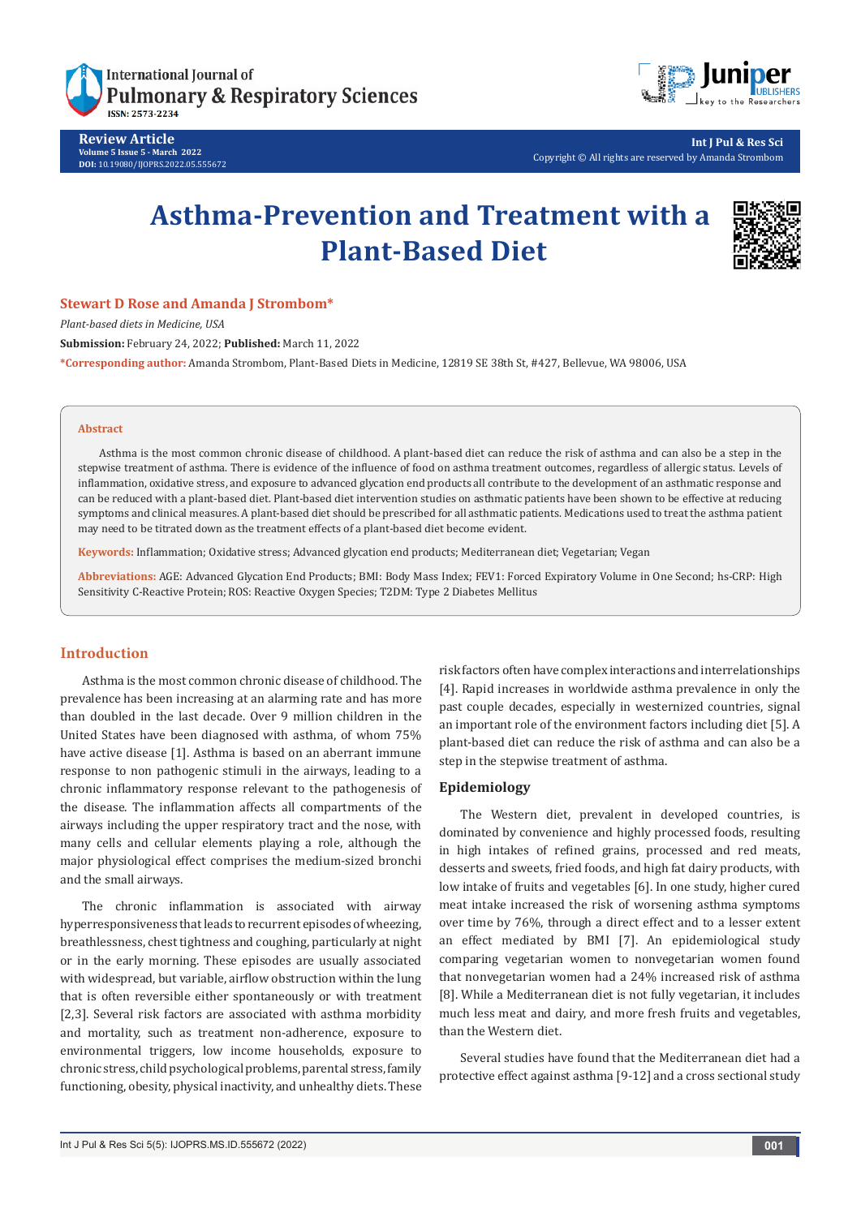Review Article
Volume 5 Issue 5 - March 2022
DOI: 10.19080/IJOPRS.2022.05.555672

Int J Pul & Res Sci
Copyright © All rights are reserved by Amanda Strombom

# Asthma-Prevention and Treatment with a Plant-Based Diet

**Stewart D Rose and Amanda J Strombom***

*Plant-based diets in Medicine, USA*

**Submission:** February 24, 2022; **Published:** March 11, 2022

***Corresponding author:** Amanda Strombom, Plant-Based Diets in Medicine, 12819 SE 38th St, #427, Bellevue, WA 98006, USA

## Abstract

Asthma is the most common chronic disease of childhood. A plant-based diet can reduce the risk of asthma and can also be a step in the stepwise treatment of asthma. There is evidence of the influence of food on asthma treatment outcomes, regardless of allergic status. Levels of inflammation, oxidative stress, and exposure to advanced glycation end products all contribute to the development of an asthmatic response and can be reduced with a plant-based diet. Plant-based diet intervention studies on asthmatic patients have been shown to be effective at reducing symptoms and clinical measures. A plant-based diet should be prescribed for all asthmatic patients. Medications used to treat the asthma patient may need to be titrated down as the treatment effects of a plant-based diet become evident.

**Keywords:** Inflammation; Oxidative stress; Advanced glycation end products; Mediterranean diet; Vegetarian; Vegan

**Abbreviations:** AGE: Advanced Glycation End Products; BMI: Body Mass Index; FEV1: Forced Expiratory Volume in One Second; hs-CRP: High Sensitivity C-Reactive Protein; ROS: Reactive Oxygen Species; T2DM: Type 2 Diabetes Mellitus

## Introduction

Asthma is the most common chronic disease of childhood. The prevalence has been increasing at an alarming rate and has more than doubled in the last decade. Over 9 million children in the United States have been diagnosed with asthma, of whom 75% have active disease [1]. Asthma is based on an aberrant immune response to non pathogenic stimuli in the airways, leading to a chronic inflammatory response relevant to the pathogenesis of the disease. The inflammation affects all compartments of the airways including the upper respiratory tract and the nose, with many cells and cellular elements playing a role, although the major physiological effect comprises the medium-sized bronchi and the small airways.

The chronic inflammation is associated with airway hyperresponsiveness that leads to recurrent episodes of wheezing, breathlessness, chest tightness and coughing, particularly at night or in the early morning. These episodes are usually associated with widespread, but variable, airflow obstruction within the lung that is often reversible either spontaneously or with treatment [2,3]. Several risk factors are associated with asthma morbidity and mortality, such as treatment non-adherence, exposure to environmental triggers, low income households, exposure to chronic stress, child psychological problems, parental stress, family functioning, obesity, physical inactivity, and unhealthy diets. These risk factors often have complex interactions and interrelationships [4]. Rapid increases in worldwide asthma prevalence in only the past couple decades, especially in westernized countries, signal an important role of the environment factors including diet [5]. A plant-based diet can reduce the risk of asthma and can also be a step in the stepwise treatment of asthma.

## Epidemiology

The Western diet, prevalent in developed countries, is dominated by convenience and highly processed foods, resulting in high intakes of refined grains, processed and red meats, desserts and sweets, fried foods, and high fat dairy products, with low intake of fruits and vegetables [6]. In one study, higher cured meat intake increased the risk of worsening asthma symptoms over time by 76%, through a direct effect and to a lesser extent an effect mediated by BMI [7]. An epidemiological study comparing vegetarian women to nonvegetarian women found that nonvegetarian women had a 24% increased risk of asthma [8]. While a Mediterranean diet is not fully vegetarian, it includes much less meat and dairy, and more fresh fruits and vegetables, than the Western diet.

Several studies have found that the Mediterranean diet had a protective effect against asthma [9-12] and a cross sectional study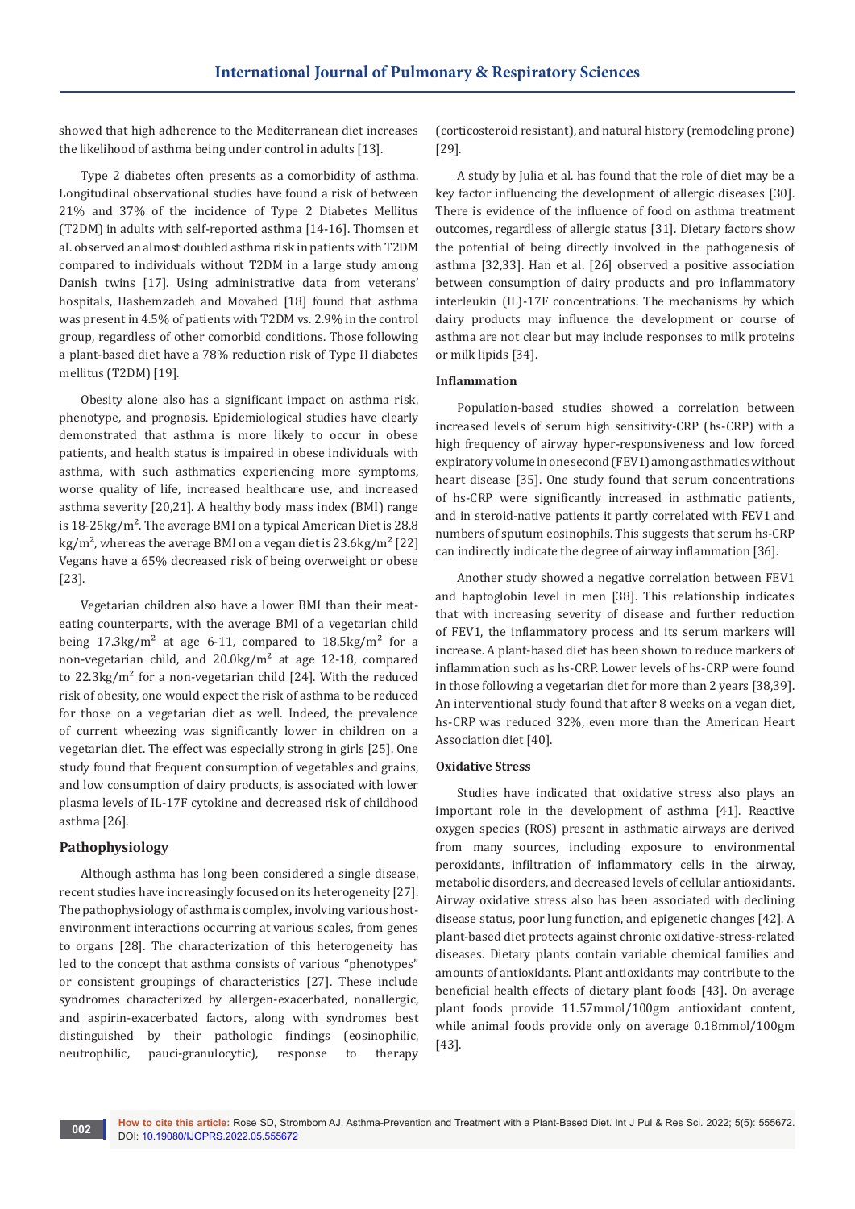showed that high adherence to the Mediterranean diet increases the likelihood of asthma being under control in adults [13].

Type 2 diabetes often presents as a comorbidity of asthma. Longitudinal observational studies have found a risk of between 21% and 37% of the incidence of Type 2 Diabetes Mellitus (T2DM) in adults with self-reported asthma [14-16]. Thomsen et al. observed an almost doubled asthma risk in patients with T2DM compared to individuals without T2DM in a large study among Danish twins [17]. Using administrative data from veterans' hospitals, Hashemzadeh and Movahed [18] found that asthma was present in 4.5% of patients with T2DM vs. 2.9% in the control group, regardless of other comorbid conditions. Those following a plant-based diet have a 78% reduction risk of Type II diabetes mellitus (T2DM) [19].

Obesity alone also has a significant impact on asthma risk, phenotype, and prognosis. Epidemiological studies have clearly demonstrated that asthma is more likely to occur in obese patients, and health status is impaired in obese individuals with asthma, with such asthmatics experiencing more symptoms, worse quality of life, increased healthcare use, and increased asthma severity [20,21]. A healthy body mass index (BMI) range is 18-25kg/m$^2$. The average BMI on a typical American Diet is 28.8 kg/m$^2$, whereas the average BMI on a vegan diet is 23.6kg/m$^2$ [22] Vegans have a 65% decreased risk of being overweight or obese [23].

Vegetarian children also have a lower BMI than their meat-eating counterparts, with the average BMI of a vegetarian child being 17.3kg/m$^2$ at age 6-11, compared to 18.5kg/m$^2$ for a non-vegetarian child, and 20.0kg/m$^2$ at age 12-18, compared to 22.3kg/m$^2$ for a non-vegetarian child [24]. With the reduced risk of obesity, one would expect the risk of asthma to be reduced for those on a vegetarian diet as well. Indeed, the prevalence of current wheezing was significantly lower in children on a vegetarian diet. The effect was especially strong in girls [25]. One study found that frequent consumption of vegetables and grains, and low consumption of dairy products, is associated with lower plasma levels of IL-17F cytokine and decreased risk of childhood asthma [26].

## Pathophysiology

Although asthma has long been considered a single disease, recent studies have increasingly focused on its heterogeneity [27]. The pathophysiology of asthma is complex, involving various host-environment interactions occurring at various scales, from genes to organs [28]. The characterization of this heterogeneity has led to the concept that asthma consists of various "phenotypes" or consistent groupings of characteristics [27]. These include syndromes characterized by allergen-exacerbated, nonallergic, and aspirin-exacerbated factors, along with syndromes best distinguished by their pathologic findings (eosinophilic, neutrophilic, pauci-granulocytic), response to therapy (corticosteroid resistant), and natural history (remodeling prone) [29].

A study by Julia et al. has found that the role of diet may be a key factor influencing the development of allergic diseases [30]. There is evidence of the influence of food on asthma treatment outcomes, regardless of allergic status [31]. Dietary factors show the potential of being directly involved in the pathogenesis of asthma [32,33]. Han et al. [26] observed a positive association between consumption of dairy products and pro inflammatory interleukin (IL)-17F concentrations. The mechanisms by which dairy products may influence the development or course of asthma are not clear but may include responses to milk proteins or milk lipids [34].

### Inflammation

Population-based studies showed a correlation between increased levels of serum high sensitivity-CRP (hs-CRP) with a high frequency of airway hyper-responsiveness and low forced expiratory volume in one second (FEV1) among asthmatics without heart disease [35]. One study found that serum concentrations of hs-CRP were significantly increased in asthmatic patients, and in steroid-native patients it partly correlated with FEV1 and numbers of sputum eosinophils. This suggests that serum hs-CRP can indirectly indicate the degree of airway inflammation [36].

Another study showed a negative correlation between FEV1 and haptoglobin level in men [38]. This relationship indicates that with increasing severity of disease and further reduction of FEV1, the inflammatory process and its serum markers will increase. A plant-based diet has been shown to reduce markers of inflammation such as hs-CRP. Lower levels of hs-CRP were found in those following a vegetarian diet for more than 2 years [38,39]. An interventional study found that after 8 weeks on a vegan diet, hs-CRP was reduced 32%, even more than the American Heart Association diet [40].

### Oxidative Stress

Studies have indicated that oxidative stress also plays an important role in the development of asthma [41]. Reactive oxygen species (ROS) present in asthmatic airways are derived from many sources, including exposure to environmental peroxidants, infiltration of inflammatory cells in the airway, metabolic disorders, and decreased levels of cellular antioxidants. Airway oxidative stress also has been associated with declining disease status, poor lung function, and epigenetic changes [42]. A plant-based diet protects against chronic oxidative-stress-related diseases. Dietary plants contain variable chemical families and amounts of antioxidants. Plant antioxidants may contribute to the beneficial health effects of dietary plant foods [43]. On average plant foods provide 11.57mmol/100gm antioxidant content, while animal foods provide only on average 0.18mmol/100gm [43].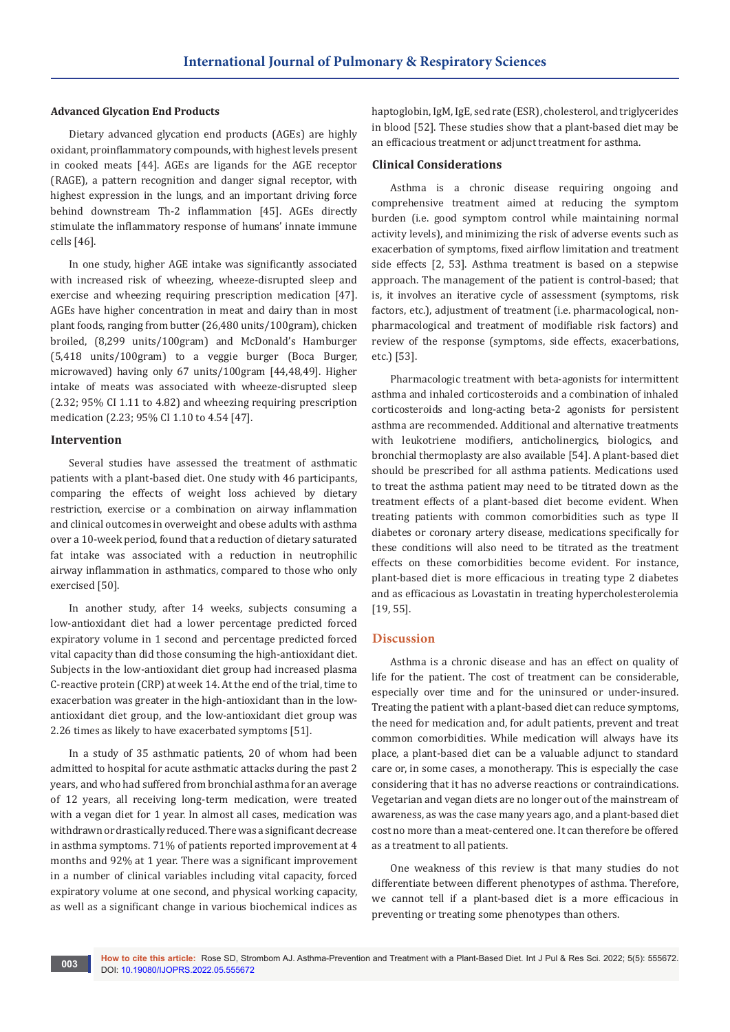### Advanced Glycation End Products

Dietary advanced glycation end products (AGEs) are highly oxidant, proinflammatory compounds, with highest levels present in cooked meats [44]. AGEs are ligands for the AGE receptor (RAGE), a pattern recognition and danger signal receptor, with highest expression in the lungs, and an important driving force behind downstream Th-2 inflammation [45]. AGEs directly stimulate the inflammatory response of humans' innate immune cells [46].

In one study, higher AGE intake was significantly associated with increased risk of wheezing, wheeze-disrupted sleep and exercise and wheezing requiring prescription medication [47]. AGEs have higher concentration in meat and dairy than in most plant foods, ranging from butter (26,480 units/100gram), chicken broiled, (8,299 units/100gram) and McDonald's Hamburger (5,418 units/100gram) to a veggie burger (Boca Burger, microwaved) having only 67 units/100gram [44,48,49]. Higher intake of meats was associated with wheeze-disrupted sleep (2.32; 95% CI 1.11 to 4.82) and wheezing requiring prescription medication (2.23; 95% CI 1.10 to 4.54 [47].

### Intervention

Several studies have assessed the treatment of asthmatic patients with a plant-based diet. One study with 46 participants, comparing the effects of weight loss achieved by dietary restriction, exercise or a combination on airway inflammation and clinical outcomes in overweight and obese adults with asthma over a 10-week period, found that a reduction of dietary saturated fat intake was associated with a reduction in neutrophilic airway inflammation in asthmatics, compared to those who only exercised [50].

In another study, after 14 weeks, subjects consuming a low-antioxidant diet had a lower percentage predicted forced expiratory volume in 1 second and percentage predicted forced vital capacity than did those consuming the high-antioxidant diet. Subjects in the low-antioxidant diet group had increased plasma C-reactive protein (CRP) at week 14. At the end of the trial, time to exacerbation was greater in the high-antioxidant than in the low-antioxidant diet group, and the low-antioxidant diet group was 2.26 times as likely to have exacerbated symptoms [51].

In a study of 35 asthmatic patients, 20 of whom had been admitted to hospital for acute asthmatic attacks during the past 2 years, and who had suffered from bronchial asthma for an average of 12 years, all receiving long-term medication, were treated with a vegan diet for 1 year. In almost all cases, medication was withdrawn or drastically reduced. There was a significant decrease in asthma symptoms. 71% of patients reported improvement at 4 months and 92% at 1 year. There was a significant improvement in a number of clinical variables including vital capacity, forced expiratory volume at one second, and physical working capacity, as well as a significant change in various biochemical indices as haptoglobin, IgM, IgE, sed rate (ESR), cholesterol, and triglycerides in blood [52]. These studies show that a plant-based diet may be an efficacious treatment or adjunct treatment for asthma.

### Clinical Considerations

Asthma is a chronic disease requiring ongoing and comprehensive treatment aimed at reducing the symptom burden (i.e. good symptom control while maintaining normal activity levels), and minimizing the risk of adverse events such as exacerbation of symptoms, fixed airflow limitation and treatment side effects [2, 53]. Asthma treatment is based on a stepwise approach. The management of the patient is control-based; that is, it involves an iterative cycle of assessment (symptoms, risk factors, etc.), adjustment of treatment (i.e. pharmacological, non-pharmacological and treatment of modifiable risk factors) and review of the response (symptoms, side effects, exacerbations, etc.) [53].

Pharmacologic treatment with beta-agonists for intermittent asthma and inhaled corticosteroids and a combination of inhaled corticosteroids and long-acting beta-2 agonists for persistent asthma are recommended. Additional and alternative treatments with leukotriene modifiers, anticholinergics, biologics, and bronchial thermoplasty are also available [54]. A plant-based diet should be prescribed for all asthma patients. Medications used to treat the asthma patient may need to be titrated down as the treatment effects of a plant-based diet become evident. When treating patients with common comorbidities such as type II diabetes or coronary artery disease, medications specifically for these conditions will also need to be titrated as the treatment effects on these comorbidities become evident. For instance, plant-based diet is more efficacious in treating type 2 diabetes and as efficacious as Lovastatin in treating hypercholesterolemia [19, 55].

## Discussion

Asthma is a chronic disease and has an effect on quality of life for the patient. The cost of treatment can be considerable, especially over time and for the uninsured or under-insured. Treating the patient with a plant-based diet can reduce symptoms, the need for medication and, for adult patients, prevent and treat common comorbidities. While medication will always have its place, a plant-based diet can be a valuable adjunct to standard care or, in some cases, a monotherapy. This is especially the case considering that it has no adverse reactions or contraindications. Vegetarian and vegan diets are no longer out of the mainstream of awareness, as was the case many years ago, and a plant-based diet cost no more than a meat-centered one. It can therefore be offered as a treatment to all patients.

One weakness of this review is that many studies do not differentiate between different phenotypes of asthma. Therefore, we cannot tell if a plant-based diet is a more efficacious in preventing or treating some phenotypes than others.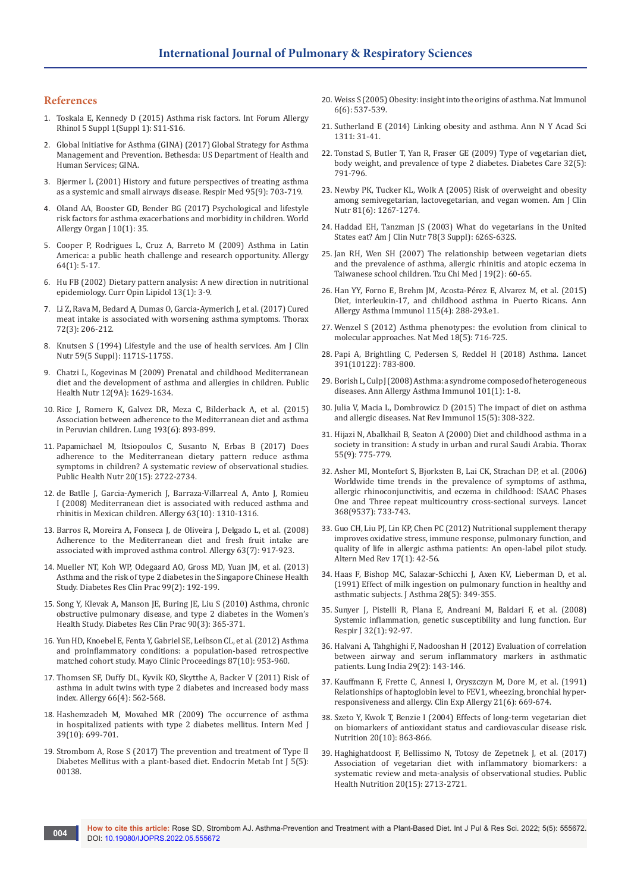## References

1. Toskala E, Kennedy D (2015) Asthma risk factors. Int Forum Allergy Rhinol 5 Suppl 1(Suppl 1): S11-S16.
2. Global Initiative for Asthma (GINA) (2017) Global Strategy for Asthma Management and Prevention. Bethesda: US Department of Health and Human Services; GINA.
3. Bjermer L (2001) History and future perspectives of treating asthma as a systemic and small airways disease. Respir Med 95(9): 703-719.
4. Oland AA, Booster GD, Bender BG (2017) Psychological and lifestyle risk factors for asthma exacerbations and morbidity in children. World Allergy Organ J 10(1): 35.
5. Cooper P, Rodrigues L, Cruz A, Barreto M (2009) Asthma in Latin America: a public heath challenge and research opportunity. Allergy 64(1): 5-17.
6. Hu FB (2002) Dietary pattern analysis: A new direction in nutritional epidemiology. Curr Opin Lipidol 13(1): 3-9.
7. Li Z, Rava M, Bedard A, Dumas O, Garcia-Aymerich J, et al. (2017) Cured meat intake is associated with worsening asthma symptoms. Thorax 72(3): 206-212.
8. Knutsen S (1994) Lifestyle and the use of health services. Am J Clin Nutr 59(5 Suppl): 1171S-1175S.
9. Chatzi L, Kogevinas M (2009) Prenatal and childhood Mediterranean diet and the development of asthma and allergies in children. Public Health Nutr 12(9A): 1629-1634.
10. Rice J, Romero K, Galvez DR, Meza C, Bilderback A, et al. (2015) Association between adherence to the Mediterranean diet and asthma in Peruvian children. Lung 193(6): 893-899.
11. Papamichael M, Itsiopoulos C, Susanto N, Erbas B (2017) Does adherence to the Mediterranean dietary pattern reduce asthma symptoms in children? A systematic review of observational studies. Public Health Nutr 20(15): 2722-2734.
12. de Batlle J, Garcia-Aymerich J, Barraza-Villarreal A, Anto J, Romieu I (2008) Mediterranean diet is associated with reduced asthma and rhinitis in Mexican children. Allergy 63(10): 1310-1316.
13. Barros R, Moreira A, Fonseca J, de Oliveira J, Delgado L, et al. (2008) Adherence to the Mediterranean diet and fresh fruit intake are associated with improved asthma control. Allergy 63(7): 917-923.
14. Mueller NT, Koh WP, Odegaard AO, Gross MD, Yuan JM, et al. (2013) Asthma and the risk of type 2 diabetes in the Singapore Chinese Health Study. Diabetes Res Clin Prac 99(2): 192-199.
15. Song Y, Klevak A, Manson JE, Buring JE, Liu S (2010) Asthma, chronic obstructive pulmonary disease, and type 2 diabetes in the Women's Health Study. Diabetes Res Clin Prac 90(3): 365-371.
16. Yun HD, Knoebel E, Fenta Y, Gabriel SE, Leibson CL, et al. (2012) Asthma and proinflammatory conditions: a population-based retrospective matched cohort study. Mayo Clinic Proceedings 87(10): 953-960.
17. Thomsen SF, Duffy DL, Kyvik KO, Skytthe A, Backer V (2011) Risk of asthma in adult twins with type 2 diabetes and increased body mass index. Allergy 66(4): 562-568.
18. Hashemzadeh M, Movahed MR (2009) The occurrence of asthma in hospitalized patients with type 2 diabetes mellitus. Intern Med J 39(10): 699-701.
19. Strombom A, Rose S (2017) The prevention and treatment of Type II Diabetes Mellitus with a plant-based diet. Endocrin Metab Int J 5(5): 00138.
20. Weiss S (2005) Obesity: insight into the origins of asthma. Nat Immunol 6(6): 537-539.
21. Sutherland E (2014) Linking obesity and asthma. Ann N Y Acad Sci 1311: 31-41.
22. Tonstad S, Butler T, Yan R, Fraser GE (2009) Type of vegetarian diet, body weight, and prevalence of type 2 diabetes. Diabetes Care 32(5): 791-796.
23. Newby PK, Tucker KL, Wolk A (2005) Risk of overweight and obesity among semivegetarian, lactovegetarian, and vegan women. Am J Clin Nutr 81(6): 1267-1274.
24. Haddad EH, Tanzman JS (2003) What do vegetarians in the United States eat? Am J Clin Nutr 78(3 Suppl): 626S-632S.
25. Jan RH, Wen SH (2007) The relationship between vegetarian diets and the prevalence of asthma, allergic rhinitis and atopic eczema in Taiwanese school children. Tzu Chi Med J 19(2): 60-65.
26. Han YY, Forno E, Brehm JM, Acosta-Pérez E, Alvarez M, et al. (2015) Diet, interleukin-17, and childhood asthma in Puerto Ricans. Ann Allergy Asthma Immunol 115(4): 288-293.e1.
27. Wenzel S (2012) Asthma phenotypes: the evolution from clinical to molecular approaches. Nat Med 18(5): 716-725.
28. Papi A, Brightling C, Pedersen S, Reddel H (2018) Asthma. Lancet 391(10122): 783-800.
29. Borish L, Culp J (2008) Asthma: a syndrome composed of heterogeneous diseases. Ann Allergy Asthma Immunol 101(1): 1-8.
30. Julia V, Macia L, Dombrowicz D (2015) The impact of diet on asthma and allergic diseases. Nat Rev Immunol 15(5): 308-322.
31. Hijazi N, Abalkhail B, Seaton A (2000) Diet and childhood asthma in a society in transition: A study in urban and rural Saudi Arabia. Thorax 55(9): 775-779.
32. Asher MI, Montefort S, Bjorksten B, Lai CK, Strachan DP, et al. (2006) Worldwide time trends in the prevalence of symptoms of asthma, allergic rhinoconjunctivitis, and eczema in childhood: ISAAC Phases One and Three repeat multicountry cross-sectional surveys. Lancet 368(9537): 733-743.
33. Guo CH, Liu PJ, Lin KP, Chen PC (2012) Nutritional supplement therapy improves oxidative stress, immune response, pulmonary function, and quality of life in allergic asthma patients: An open-label pilot study. Altern Med Rev 17(1): 42-56.
34. Haas F, Bishop MC, Salazar-Schicchi J, Axen KV, Lieberman D, et al. (1991) Effect of milk ingestion on pulmonary function in healthy and asthmatic subjects. J Asthma 28(5): 349-355.
35. Sunyer J, Pistelli R, Plana E, Andreani M, Baldari F, et al. (2008) Systemic inflammation, genetic susceptibility and lung function. Eur Respir J 32(1): 92-97.
36. Halvani A, Tahghighi F, Nadooshan H (2012) Evaluation of correlation between airway and serum inflammatory markers in asthmatic patients. Lung India 29(2): 143-146.
37. Kauffmann F, Frette C, Annesi I, Oryszczyn M, Dore M, et al. (1991) Relationships of haptoglobin level to FEV1, wheezing, bronchial hyper-responsiveness and allergy. Clin Exp Allergy 21(6): 669-674.
38. Szeto Y, Kwok T, Benzie I (2004) Effects of long-term vegetarian diet on biomarkers of antioxidant status and cardiovascular disease risk. Nutrition 20(10): 863-866.
39. Haghighatdoost F, Bellissimo N, Totosy de Zepetnek J, et al. (2017) Association of vegetarian diet with inflammatory biomarkers: a systematic review and meta-analysis of observational studies. Public Health Nutrition 20(15): 2713-2721.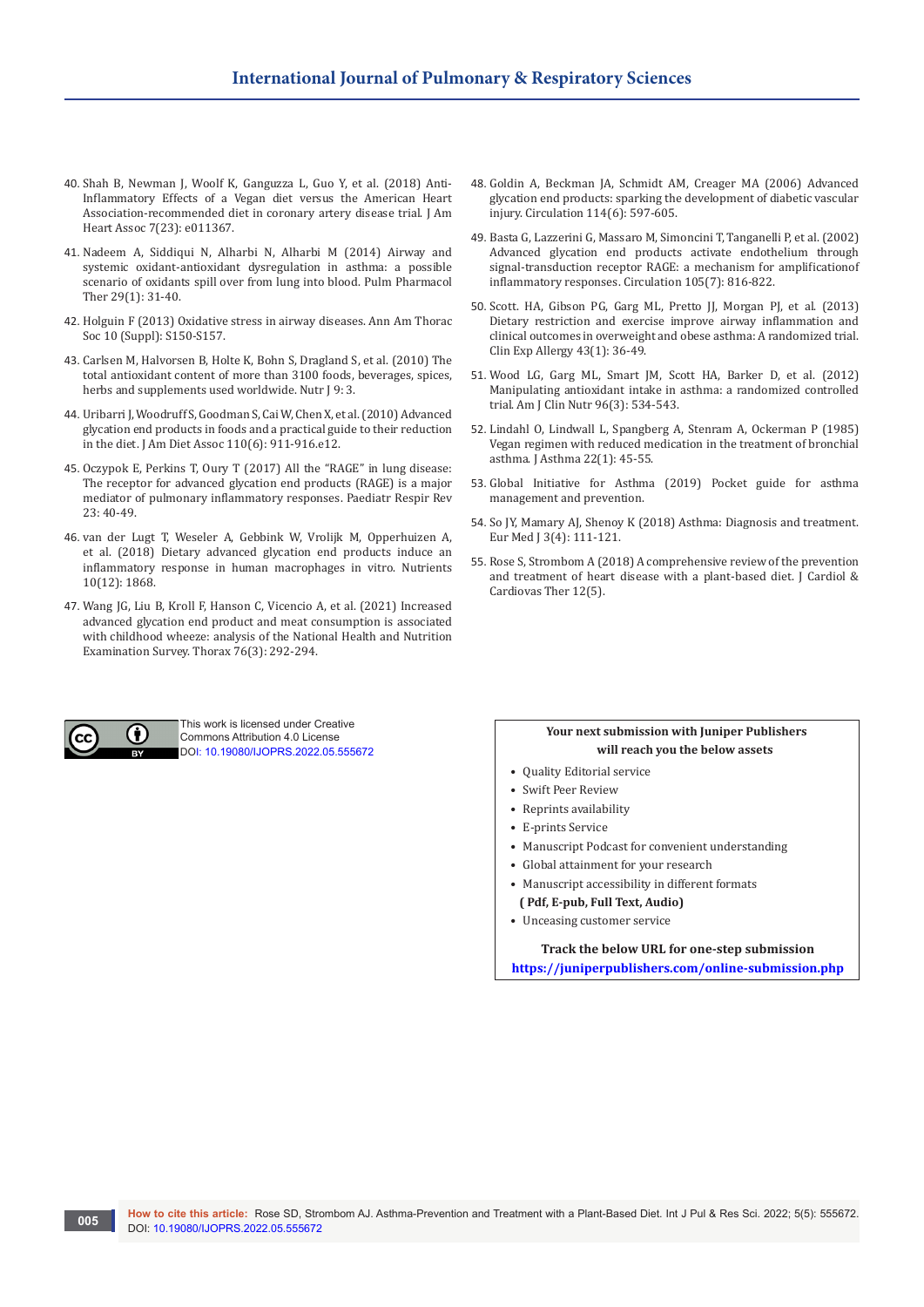40. Shah B, Newman J, Woolf K, Ganguzza L, Guo Y, et al. (2018) Anti-Inflammatory Effects of a Vegan diet versus the American Heart Association-recommended diet in coronary artery disease trial. J Am Heart Assoc 7(23): e011367.
41. Nadeem A, Siddiqui N, Alharbi N, Alharbi M (2014) Airway and systemic oxidant-antioxidant dysregulation in asthma: a possible scenario of oxidants spill over from lung into blood. Pulm Pharmacol Ther 29(1): 31-40.
42. Holguin F (2013) Oxidative stress in airway diseases. Ann Am Thorac Soc 10 (Suppl): S150-S157.
43. Carlsen M, Halvorsen B, Holte K, Bohn S, Dragland S, et al. (2010) The total antioxidant content of more than 3100 foods, beverages, spices, herbs and supplements used worldwide. Nutr J 9: 3.
44. Uribarri J, Woodruff S, Goodman S, Cai W, Chen X, et al. (2010) Advanced glycation end products in foods and a practical guide to their reduction in the diet. J Am Diet Assoc 110(6): 911-916.e12.
45. Oczypok E, Perkins T, Oury T (2017) All the "RAGE" in lung disease: The receptor for advanced glycation end products (RAGE) is a major mediator of pulmonary inflammatory responses. Paediatr Respir Rev 23: 40-49.
46. van der Lugt T, Weseler A, Gebbink W, Vrolijk M, Opperhuizen A, et al. (2018) Dietary advanced glycation end products induce an inflammatory response in human macrophages in vitro. Nutrients 10(12): 1868.
47. Wang JG, Liu B, Kroll F, Hanson C, Vicencio A, et al. (2021) Increased advanced glycation end product and meat consumption is associated with childhood wheeze: analysis of the National Health and Nutrition Examination Survey. Thorax 76(3): 292-294.
48. Goldin A, Beckman JA, Schmidt AM, Creager MA (2006) Advanced glycation end products: sparking the development of diabetic vascular injury. Circulation 114(6): 597-605.
49. Basta G, Lazzerini G, Massaro M, Simoncini T, Tanganelli P, et al. (2002) Advanced glycation end products activate endothelium through signal-transduction receptor RAGE: a mechanism for amplificationof inflammatory responses. Circulation 105(7): 816-822.
50. Scott. HA, Gibson PG, Garg ML, Pretto JJ, Morgan PJ, et al. (2013) Dietary restriction and exercise improve airway inflammation and clinical outcomes in overweight and obese asthma: A randomized trial. Clin Exp Allergy 43(1): 36-49.
51. Wood LG, Garg ML, Smart JM, Scott HA, Barker D, et al. (2012) Manipulating antioxidant intake in asthma: a randomized controlled trial. Am J Clin Nutr 96(3): 534-543.
52. Lindahl O, Lindwall L, Spangberg A, Stenram A, Ockerman P (1985) Vegan regimen with reduced medication in the treatment of bronchial asthma. J Asthma 22(1): 45-55.
53. Global Initiative for Asthma (2019) Pocket guide for asthma management and prevention.
54. So JY, Mamary AJ, Shenoy K (2018) Asthma: Diagnosis and treatment. Eur Med J 3(4): 111-121.
55. Rose S, Strombom A (2018) A comprehensive review of the prevention and treatment of heart disease with a plant-based diet. J Cardiol & Cardiovas Ther 12(5).

This work is licensed under Creative Commons Attribution 4.0 License
DOI: 10.19080/IJOPRS.2022.05.555672

**Your next submission with Juniper Publishers will reach you the below assets**

- Quality Editorial service
- Swift Peer Review
- Reprints availability
- E-prints Service
- Manuscript Podcast for convenient understanding
- Global attainment for your research
- Manuscript accessibility in different formats **( Pdf, E-pub, Full Text, Audio)**
- Unceasing customer service

**Track the below URL for one-step submission**
**https://juniperpublishers.com/online-submission.php**